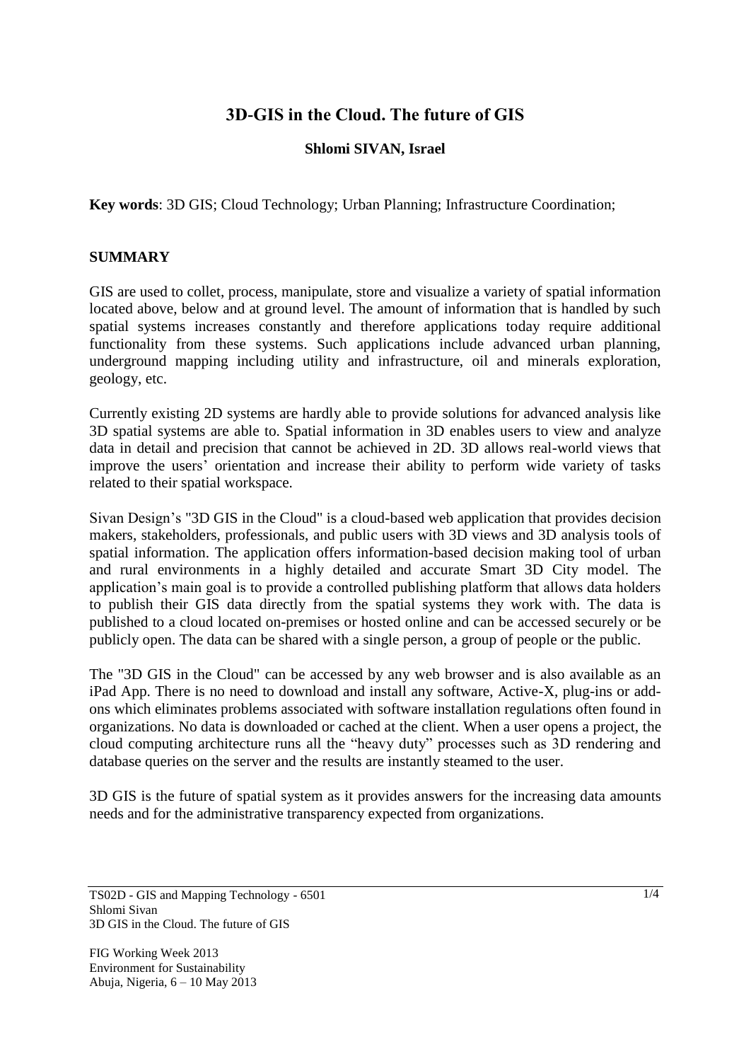# 3D-GIS in the Cloud. The future of GIS

**Shlomi SIVAN, Israel**

**Key words**: 3D GIS; Cloud Technology; Urban Planning; Infrastructure Coordination;

## SUMMARY

GIS are used to collet, process, manipulate, store and visualize a variety of spatial information located above, below and at ground level. The amount of information that is handled by such spatial systems increases constantly and therefore applications today require additional functionality from these systems. Such applications include advanced urban planning, underground mapping including utility and infrastructure, oil and minerals exploration, geology, etc.

Currently existing 2D systems are hardly able to provide solutions for advanced analysis like 3D spatial systems are able to. Spatial information in 3D enables users to view and analyze data in detail and precision that cannot be achieved in 2D. 3D allows real-world views that improve the users' orientation and increase their ability to perform wide variety of tasks related to their spatial workspace.

Sivan Design's "3D GIS in the Cloud" is a cloud-based web application that provides decision makers, stakeholders, professionals, and public users with 3D views and 3D analysis tools of spatial information. The application offers information-based decision making tool of urban and rural environments in a highly detailed and accurate Smart 3D City model. The application's main goal is to provide a controlled publishing platform that allows data holders to publish their GIS data directly from the spatial systems they work with. The data is published to a cloud located on-premises or hosted online and can be accessed securely or be publicly open. The data can be shared with a single person, a group of people or the public.

The "3D GIS in the Cloud" can be accessed by any web browser and is also available as an iPad App. There is no need to download and install any software, Active-X, plug-ins or add-ons which eliminates problems associated with software installation regulations often found in organizations. No data is downloaded or cached at the client. When a user opens a project, the cloud computing architecture runs all the "heavy duty" processes such as 3D rendering and database queries on the server and the results are instantly steamed to the user.

3D GIS is the future of spatial system as it provides answers for the increasing data amounts needs and for the administrative transparency expected from organizations.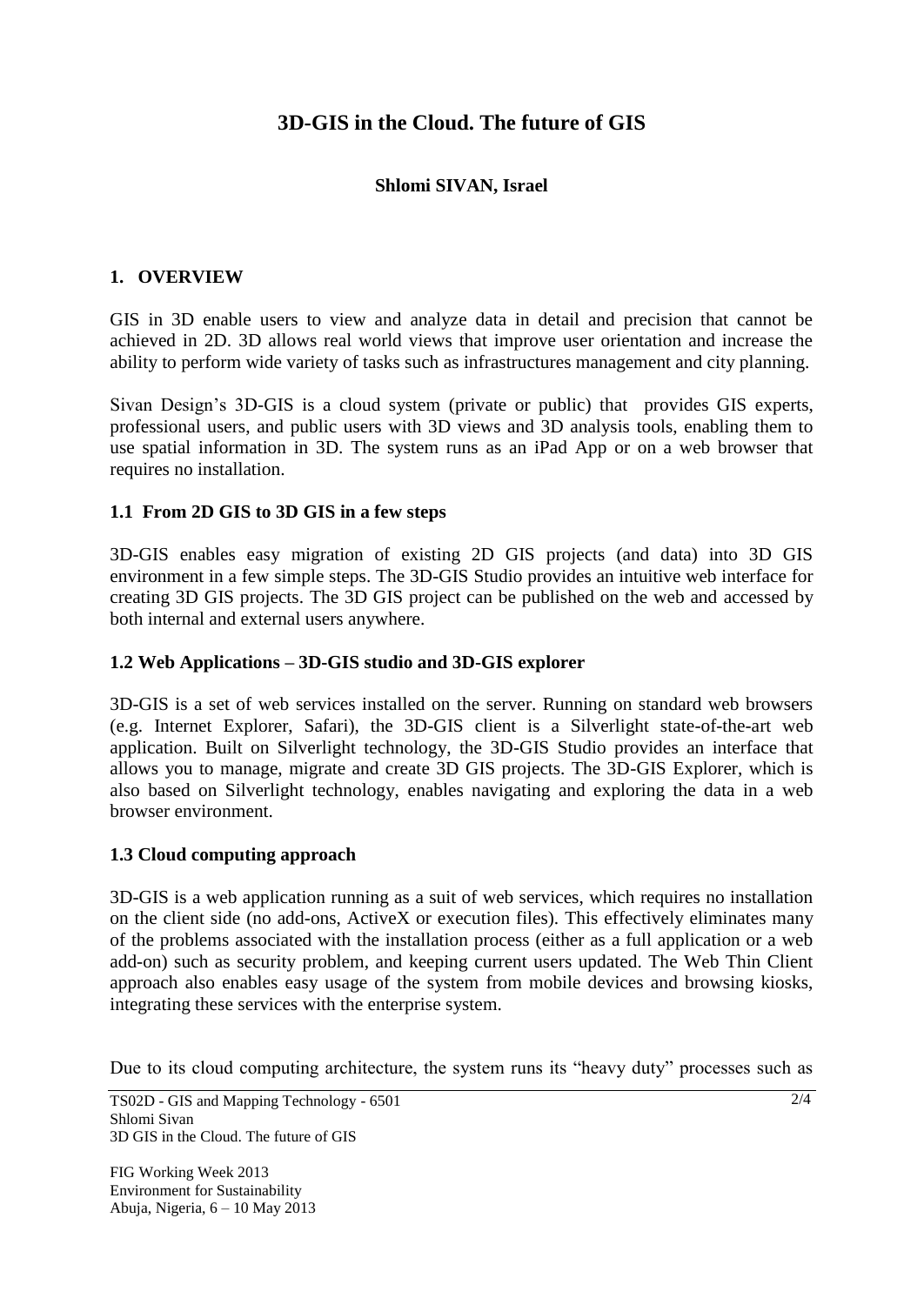# 3D-GIS in the Cloud. The future of GIS

**Shlomi SIVAN, Israel**

## 1. OVERVIEW

GIS in 3D enable users to view and analyze data in detail and precision that cannot be achieved in 2D. 3D allows real world views that improve user orientation and increase the ability to perform wide variety of tasks such as infrastructures management and city planning.

Sivan Design's 3D-GIS is a cloud system (private or public) that provides GIS experts, professional users, and public users with 3D views and 3D analysis tools, enabling them to use spatial information in 3D. The system runs as an iPad App or on a web browser that requires no installation.

### 1.1 From 2D GIS to 3D GIS in a few steps

3D-GIS enables easy migration of existing 2D GIS projects (and data) into 3D GIS environment in a few simple steps. The 3D-GIS Studio provides an intuitive web interface for creating 3D GIS projects. The 3D GIS project can be published on the web and accessed by both internal and external users anywhere.

### 1.2 Web Applications – 3D-GIS studio and 3D-GIS explorer

3D-GIS is a set of web services installed on the server. Running on standard web browsers (e.g. Internet Explorer, Safari), the 3D-GIS client is a Silverlight state-of-the-art web application. Built on Silverlight technology, the 3D-GIS Studio provides an interface that allows you to manage, migrate and create 3D GIS projects. The 3D-GIS Explorer, which is also based on Silverlight technology, enables navigating and exploring the data in a web browser environment.

### 1.3 Cloud computing approach

3D-GIS is a web application running as a suit of web services, which requires no installation on the client side (no add-ons, ActiveX or execution files). This effectively eliminates many of the problems associated with the installation process (either as a full application or a web add-on) such as security problem, and keeping current users updated. The Web Thin Client approach also enables easy usage of the system from mobile devices and browsing kiosks, integrating these services with the enterprise system.

Due to its cloud computing architecture, the system runs its "heavy duty" processes such as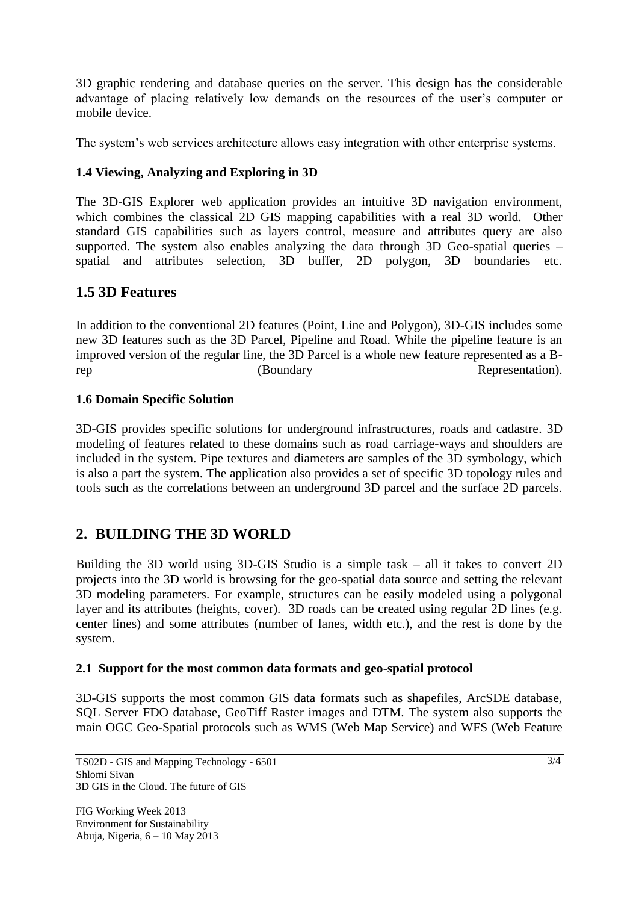3D graphic rendering and database queries on the server. This design has the considerable advantage of placing relatively low demands on the resources of the user's computer or mobile device.

The system's web services architecture allows easy integration with other enterprise systems.

### 1.4 Viewing, Analyzing and Exploring in 3D

The 3D-GIS Explorer web application provides an intuitive 3D navigation environment, which combines the classical 2D GIS mapping capabilities with a real 3D world. Other standard GIS capabilities such as layers control, measure and attributes query are also supported. The system also enables analyzing the data through 3D Geo-spatial queries – spatial and attributes selection, 3D buffer, 2D polygon, 3D boundaries etc.

## 1.5 3D Features

In addition to the conventional 2D features (Point, Line and Polygon), 3D-GIS includes some new 3D features such as the 3D Parcel, Pipeline and Road. While the pipeline feature is an improved version of the regular line, the 3D Parcel is a whole new feature represented as a B-rep (Boundary Representation).

### 1.6 Domain Specific Solution

3D-GIS provides specific solutions for underground infrastructures, roads and cadastre. 3D modeling of features related to these domains such as road carriage-ways and shoulders are included in the system. Pipe textures and diameters are samples of the 3D symbology, which is also a part the system. The application also provides a set of specific 3D topology rules and tools such as the correlations between an underground 3D parcel and the surface 2D parcels.

## 2. BUILDING THE 3D WORLD

Building the 3D world using 3D-GIS Studio is a simple task – all it takes to convert 2D projects into the 3D world is browsing for the geo-spatial data source and setting the relevant 3D modeling parameters. For example, structures can be easily modeled using a polygonal layer and its attributes (heights, cover). 3D roads can be created using regular 2D lines (e.g. center lines) and some attributes (number of lanes, width etc.), and the rest is done by the system.

### 2.1 Support for the most common data formats and geo-spatial protocol

3D-GIS supports the most common GIS data formats such as shapefiles, ArcSDE database, SQL Server FDO database, GeoTiff Raster images and DTM. The system also supports the main OGC Geo-Spatial protocols such as WMS (Web Map Service) and WFS (Web Feature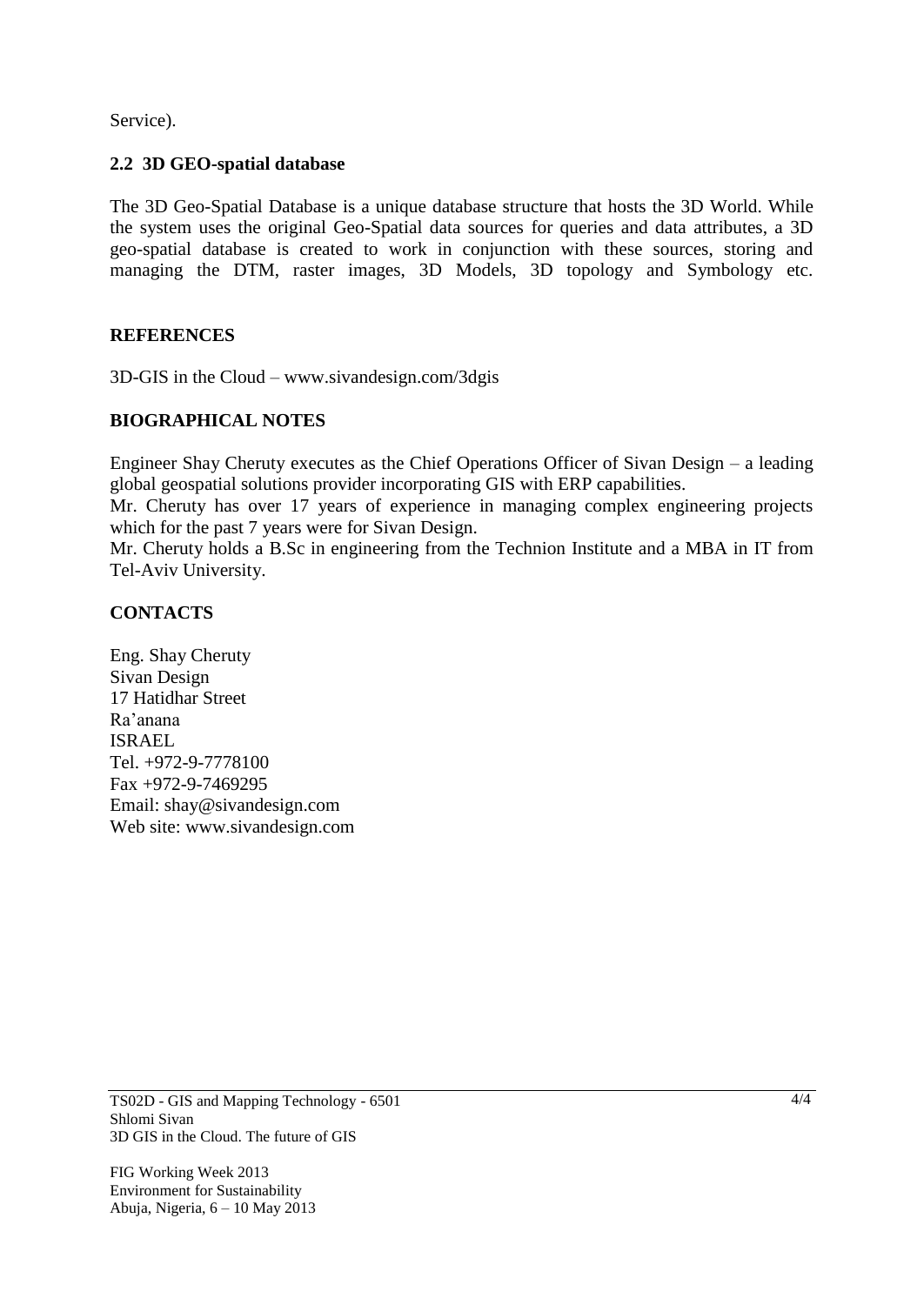Service).

## 2.2 3D GEO-spatial database

The 3D Geo-Spatial Database is a unique database structure that hosts the 3D World. While the system uses the original Geo-Spatial data sources for queries and data attributes, a 3D geo-spatial database is created to work in conjunction with these sources, storing and managing the DTM, raster images, 3D Models, 3D topology and Symbology etc.

## REFERENCES

3D-GIS in the Cloud – www.sivandesign.com/3dgis

## BIOGRAPHICAL NOTES

Engineer Shay Cheruty executes as the Chief Operations Officer of Sivan Design – a leading global geospatial solutions provider incorporating GIS with ERP capabilities.
Mr. Cheruty has over 17 years of experience in managing complex engineering projects which for the past 7 years were for Sivan Design.
Mr. Cheruty holds a B.Sc in engineering from the Technion Institute and a MBA in IT from Tel-Aviv University.

## CONTACTS

Eng. Shay Cheruty
Sivan Design
17 Hatidhar Street
Ra'anana
ISRAEL
Tel. +972-9-7778100
Fax +972-9-7469295
Email: shay@sivandesign.com
Web site: www.sivandesign.com